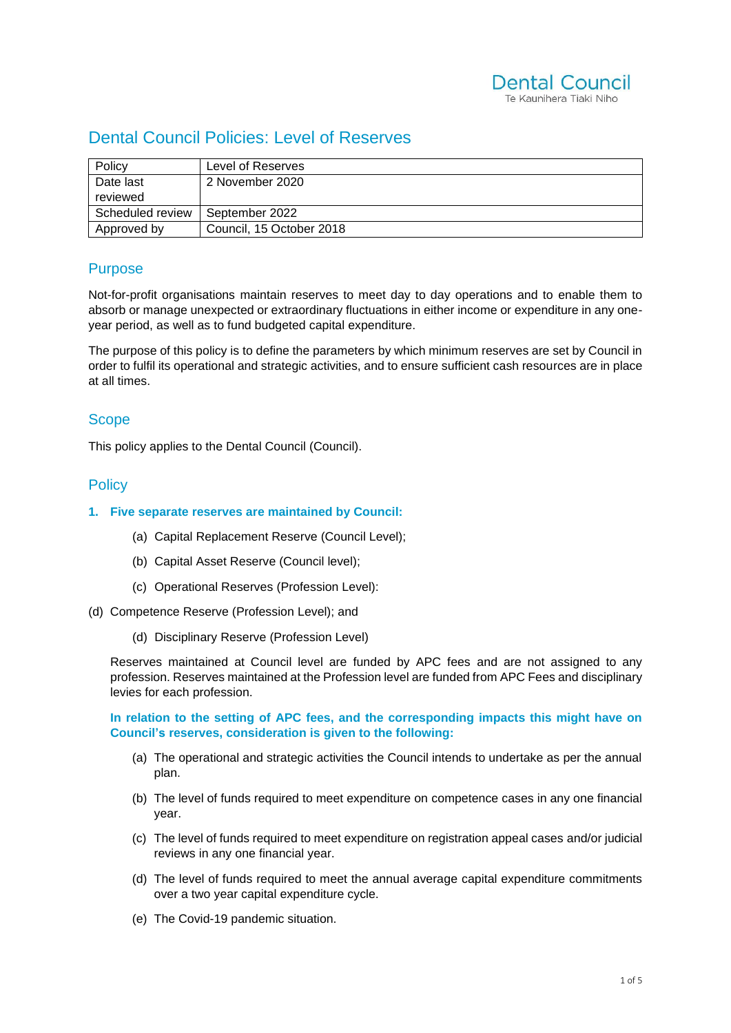Dental Council
Te Kaunihera Tiaki Niho

# Dental Council Policies: Level of Reserves

| Policy | Level of Reserves |
|---|---|
| Date last reviewed | 2 November 2020 |
| Scheduled review | September 2022 |
| Approved by | Council, 15 October 2018 |

## Purpose

Not-for-profit organisations maintain reserves to meet day to day operations and to enable them to absorb or manage unexpected or extraordinary fluctuations in either income or expenditure in any one-year period, as well as to fund budgeted capital expenditure.

The purpose of this policy is to define the parameters by which minimum reserves are set by Council in order to fulfil its operational and strategic activities, and to ensure sufficient cash resources are in place at all times.

## Scope

This policy applies to the Dental Council (Council).

## Policy

### 1. Five separate reserves are maintained by Council:

(a) Capital Replacement Reserve (Council Level);

(b) Capital Asset Reserve (Council level);

(c) Operational Reserves (Profession Level):

(d) Competence Reserve (Profession Level); and

(d) Disciplinary Reserve (Profession Level)

Reserves maintained at Council level are funded by APC fees and are not assigned to any profession. Reserves maintained at the Profession level are funded from APC Fees and disciplinary levies for each profession.

**In relation to the setting of APC fees, and the corresponding impacts this might have on Council's reserves, consideration is given to the following:**

(a) The operational and strategic activities the Council intends to undertake as per the annual plan.

(b) The level of funds required to meet expenditure on competence cases in any one financial year.

(c) The level of funds required to meet expenditure on registration appeal cases and/or judicial reviews in any one financial year.

(d) The level of funds required to meet the annual average capital expenditure commitments over a two year capital expenditure cycle.

(e) The Covid-19 pandemic situation.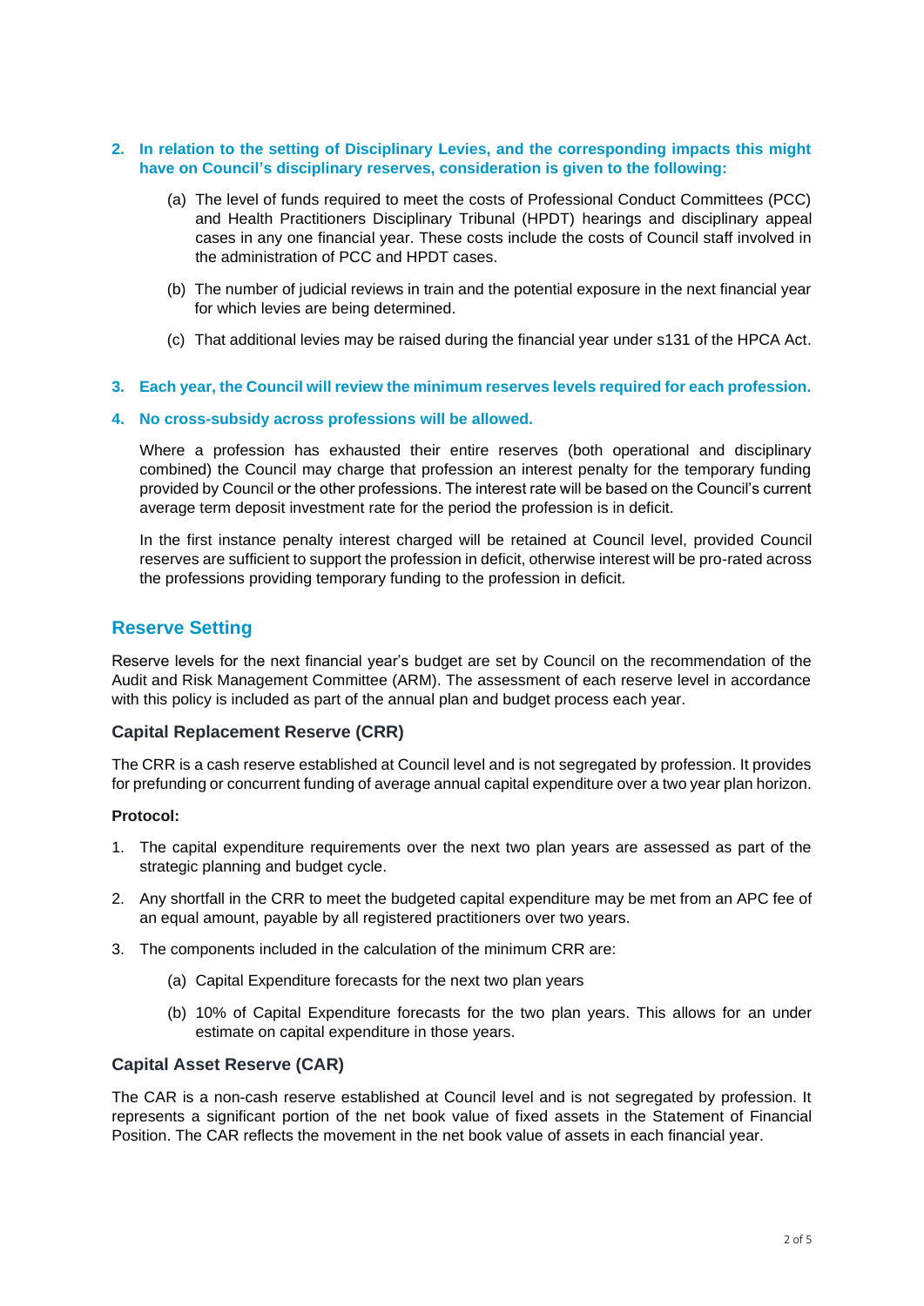2. **In relation to the setting of Disciplinary Levies, and the corresponding impacts this might have on Council's disciplinary reserves, consideration is given to the following:**

   (a) The level of funds required to meet the costs of Professional Conduct Committees (PCC) and Health Practitioners Disciplinary Tribunal (HPDT) hearings and disciplinary appeal cases in any one financial year. These costs include the costs of Council staff involved in the administration of PCC and HPDT cases.

   (b) The number of judicial reviews in train and the potential exposure in the next financial year for which levies are being determined.

   (c) That additional levies may be raised during the financial year under s131 of the HPCA Act.

3. **Each year, the Council will review the minimum reserves levels required for each profession.**

4. **No cross-subsidy across professions will be allowed.**

   Where a profession has exhausted their entire reserves (both operational and disciplinary combined) the Council may charge that profession an interest penalty for the temporary funding provided by Council or the other professions. The interest rate will be based on the Council's current average term deposit investment rate for the period the profession is in deficit.

   In the first instance penalty interest charged will be retained at Council level, provided Council reserves are sufficient to support the profession in deficit, otherwise interest will be pro-rated across the professions providing temporary funding to the profession in deficit.

## Reserve Setting

Reserve levels for the next financial year's budget are set by Council on the recommendation of the Audit and Risk Management Committee (ARM). The assessment of each reserve level in accordance with this policy is included as part of the annual plan and budget process each year.

### Capital Replacement Reserve (CRR)

The CRR is a cash reserve established at Council level and is not segregated by profession. It provides for prefunding or concurrent funding of average annual capital expenditure over a two year plan horizon.

**Protocol:**

1. The capital expenditure requirements over the next two plan years are assessed as part of the strategic planning and budget cycle.
2. Any shortfall in the CRR to meet the budgeted capital expenditure may be met from an APC fee of an equal amount, payable by all registered practitioners over two years.
3. The components included in the calculation of the minimum CRR are:

   (a) Capital Expenditure forecasts for the next two plan years

   (b) 10% of Capital Expenditure forecasts for the two plan years. This allows for an under estimate on capital expenditure in those years.

### Capital Asset Reserve (CAR)

The CAR is a non-cash reserve established at Council level and is not segregated by profession. It represents a significant portion of the net book value of fixed assets in the Statement of Financial Position. The CAR reflects the movement in the net book value of assets in each financial year.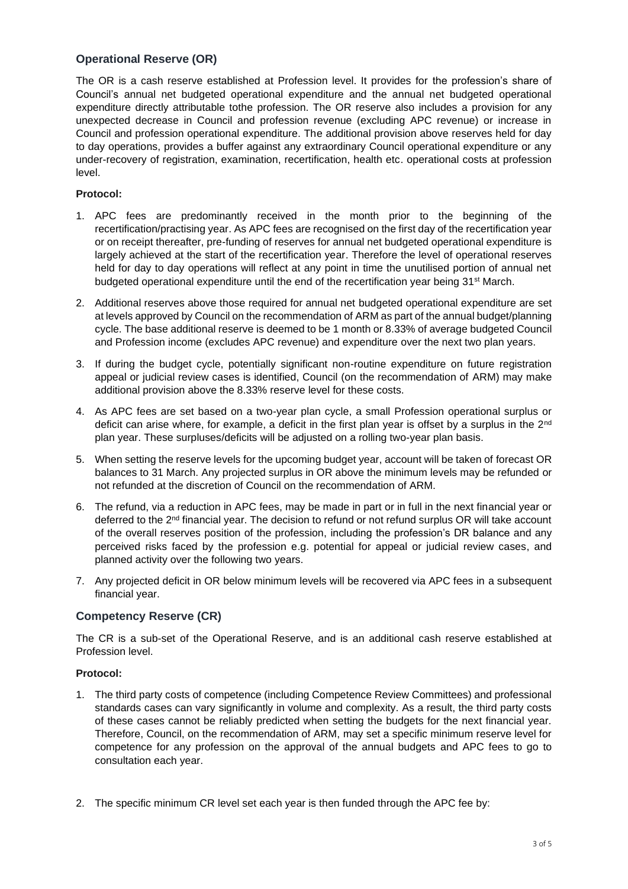## Operational Reserve (OR)

The OR is a cash reserve established at Profession level. It provides for the profession's share of Council's annual net budgeted operational expenditure and the annual net budgeted operational expenditure directly attributable tothe profession. The OR reserve also includes a provision for any unexpected decrease in Council and profession revenue (excluding APC revenue) or increase in Council and profession operational expenditure. The additional provision above reserves held for day to day operations, provides a buffer against any extraordinary Council operational expenditure or any under-recovery of registration, examination, recertification, health etc. operational costs at profession level.

**Protocol:**

1. APC fees are predominantly received in the month prior to the beginning of the recertification/practising year. As APC fees are recognised on the first day of the recertification year or on receipt thereafter, pre-funding of reserves for annual net budgeted operational expenditure is largely achieved at the start of the recertification year. Therefore the level of operational reserves held for day to day operations will reflect at any point in time the unutilised portion of annual net budgeted operational expenditure until the end of the recertification year being 31st March.
2. Additional reserves above those required for annual net budgeted operational expenditure are set at levels approved by Council on the recommendation of ARM as part of the annual budget/planning cycle. The base additional reserve is deemed to be 1 month or 8.33% of average budgeted Council and Profession income (excludes APC revenue) and expenditure over the next two plan years.
3. If during the budget cycle, potentially significant non-routine expenditure on future registration appeal or judicial review cases is identified, Council (on the recommendation of ARM) may make additional provision above the 8.33% reserve level for these costs.
4. As APC fees are set based on a two-year plan cycle, a small Profession operational surplus or deficit can arise where, for example, a deficit in the first plan year is offset by a surplus in the 2nd plan year. These surpluses/deficits will be adjusted on a rolling two-year plan basis.
5. When setting the reserve levels for the upcoming budget year, account will be taken of forecast OR balances to 31 March. Any projected surplus in OR above the minimum levels may be refunded or not refunded at the discretion of Council on the recommendation of ARM.
6. The refund, via a reduction in APC fees, may be made in part or in full in the next financial year or deferred to the 2nd financial year. The decision to refund or not refund surplus OR will take account of the overall reserves position of the profession, including the profession's DR balance and any perceived risks faced by the profession e.g. potential for appeal or judicial review cases, and planned activity over the following two years.
7. Any projected deficit in OR below minimum levels will be recovered via APC fees in a subsequent financial year.

## Competency Reserve (CR)

The CR is a sub-set of the Operational Reserve, and is an additional cash reserve established at Profession level.

**Protocol:**

1. The third party costs of competence (including Competence Review Committees) and professional standards cases can vary significantly in volume and complexity. As a result, the third party costs of these cases cannot be reliably predicted when setting the budgets for the next financial year. Therefore, Council, on the recommendation of ARM, may set a specific minimum reserve level for competence for any profession on the approval of the annual budgets and APC fees to go to consultation each year.
2. The specific minimum CR level set each year is then funded through the APC fee by: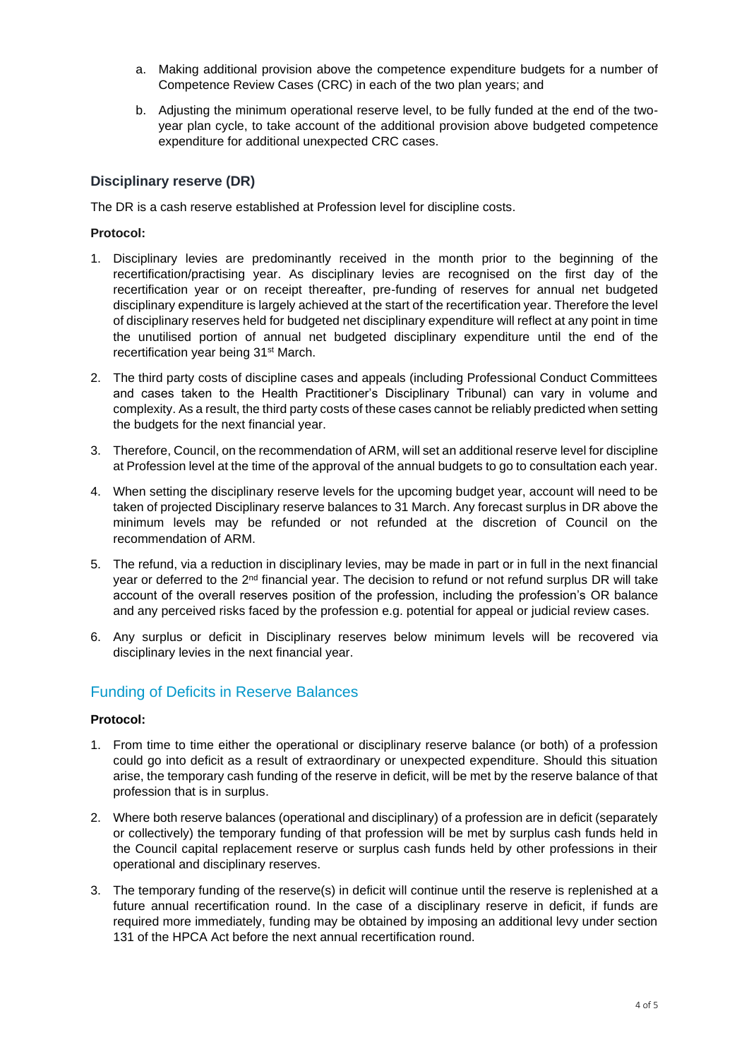a. Making additional provision above the competence expenditure budgets for a number of Competence Review Cases (CRC) in each of the two plan years; and

b. Adjusting the minimum operational reserve level, to be fully funded at the end of the two-year plan cycle, to take account of the additional provision above budgeted competence expenditure for additional unexpected CRC cases.

### Disciplinary reserve (DR)

The DR is a cash reserve established at Profession level for discipline costs.

**Protocol:**

1. Disciplinary levies are predominantly received in the month prior to the beginning of the recertification/practising year. As disciplinary levies are recognised on the first day of the recertification year or on receipt thereafter, pre-funding of reserves for annual net budgeted disciplinary expenditure is largely achieved at the start of the recertification year. Therefore the level of disciplinary reserves held for budgeted net disciplinary expenditure will reflect at any point in time the unutilised portion of annual net budgeted disciplinary expenditure until the end of the recertification year being 31st March.
2. The third party costs of discipline cases and appeals (including Professional Conduct Committees and cases taken to the Health Practitioner's Disciplinary Tribunal) can vary in volume and complexity. As a result, the third party costs of these cases cannot be reliably predicted when setting the budgets for the next financial year.
3. Therefore, Council, on the recommendation of ARM, will set an additional reserve level for discipline at Profession level at the time of the approval of the annual budgets to go to consultation each year.
4. When setting the disciplinary reserve levels for the upcoming budget year, account will need to be taken of projected Disciplinary reserve balances to 31 March. Any forecast surplus in DR above the minimum levels may be refunded or not refunded at the discretion of Council on the recommendation of ARM.
5. The refund, via a reduction in disciplinary levies, may be made in part or in full in the next financial year or deferred to the 2nd financial year. The decision to refund or not refund surplus DR will take account of the overall reserves position of the profession, including the profession's OR balance and any perceived risks faced by the profession e.g. potential for appeal or judicial review cases.
6. Any surplus or deficit in Disciplinary reserves below minimum levels will be recovered via disciplinary levies in the next financial year.

## Funding of Deficits in Reserve Balances

**Protocol:**

1. From time to time either the operational or disciplinary reserve balance (or both) of a profession could go into deficit as a result of extraordinary or unexpected expenditure. Should this situation arise, the temporary cash funding of the reserve in deficit, will be met by the reserve balance of that profession that is in surplus.
2. Where both reserve balances (operational and disciplinary) of a profession are in deficit (separately or collectively) the temporary funding of that profession will be met by surplus cash funds held in the Council capital replacement reserve or surplus cash funds held by other professions in their operational and disciplinary reserves.
3. The temporary funding of the reserve(s) in deficit will continue until the reserve is replenished at a future annual recertification round. In the case of a disciplinary reserve in deficit, if funds are required more immediately, funding may be obtained by imposing an additional levy under section 131 of the HPCA Act before the next annual recertification round.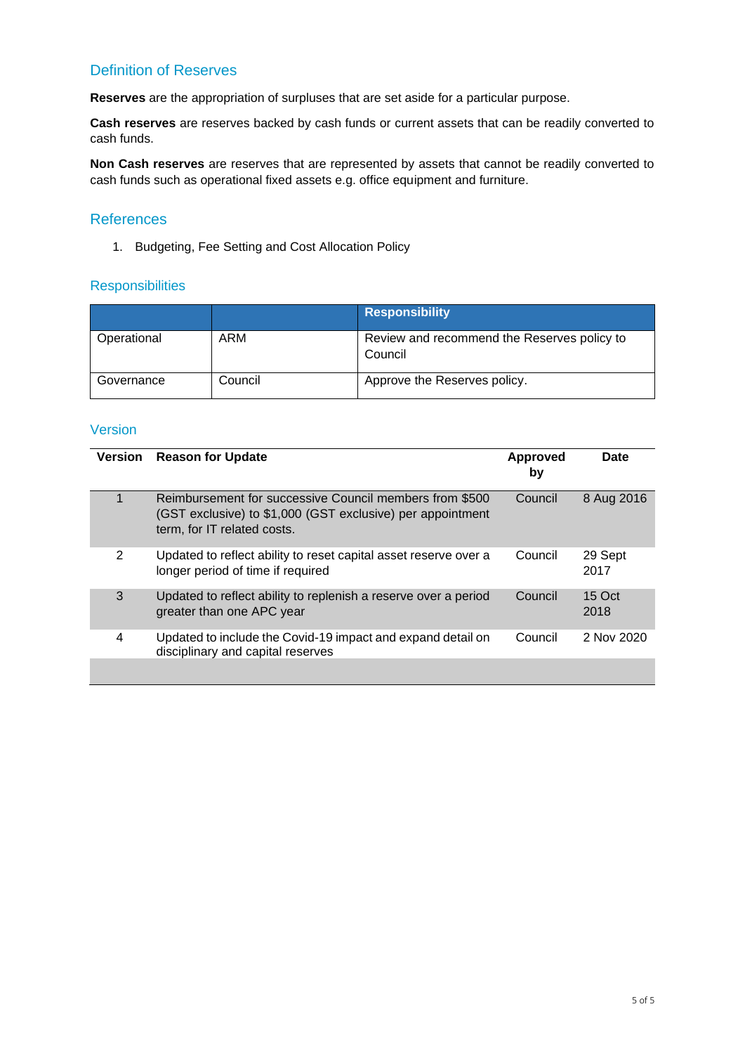## Definition of Reserves

**Reserves** are the appropriation of surpluses that are set aside for a particular purpose.

**Cash reserves** are reserves backed by cash funds or current assets that can be readily converted to cash funds.

**Non Cash reserves** are reserves that are represented by assets that cannot be readily converted to cash funds such as operational fixed assets e.g. office equipment and furniture.

## References

1. Budgeting, Fee Setting and Cost Allocation Policy

## Responsibilities

| | | Responsibility |
|---|---|---|
| Operational | ARM | Review and recommend the Reserves policy to Council |
| Governance | Council | Approve the Reserves policy. |

## Version

| Version | Reason for Update | Approved by | Date |
|---|---|---|---|
| 1 | Reimbursement for successive Council members from $500 (GST exclusive) to $1,000 (GST exclusive) per appointment term, for IT related costs. | Council | 8 Aug 2016 |
| 2 | Updated to reflect ability to reset capital asset reserve over a longer period of time if required | Council | 29 Sept 2017 |
| 3 | Updated to reflect ability to replenish a reserve over a period greater than one APC year | Council | 15 Oct 2018 |
| 4 | Updated to include the Covid-19 impact and expand detail on disciplinary and capital reserves | Council | 2 Nov 2020 |
| | | | |